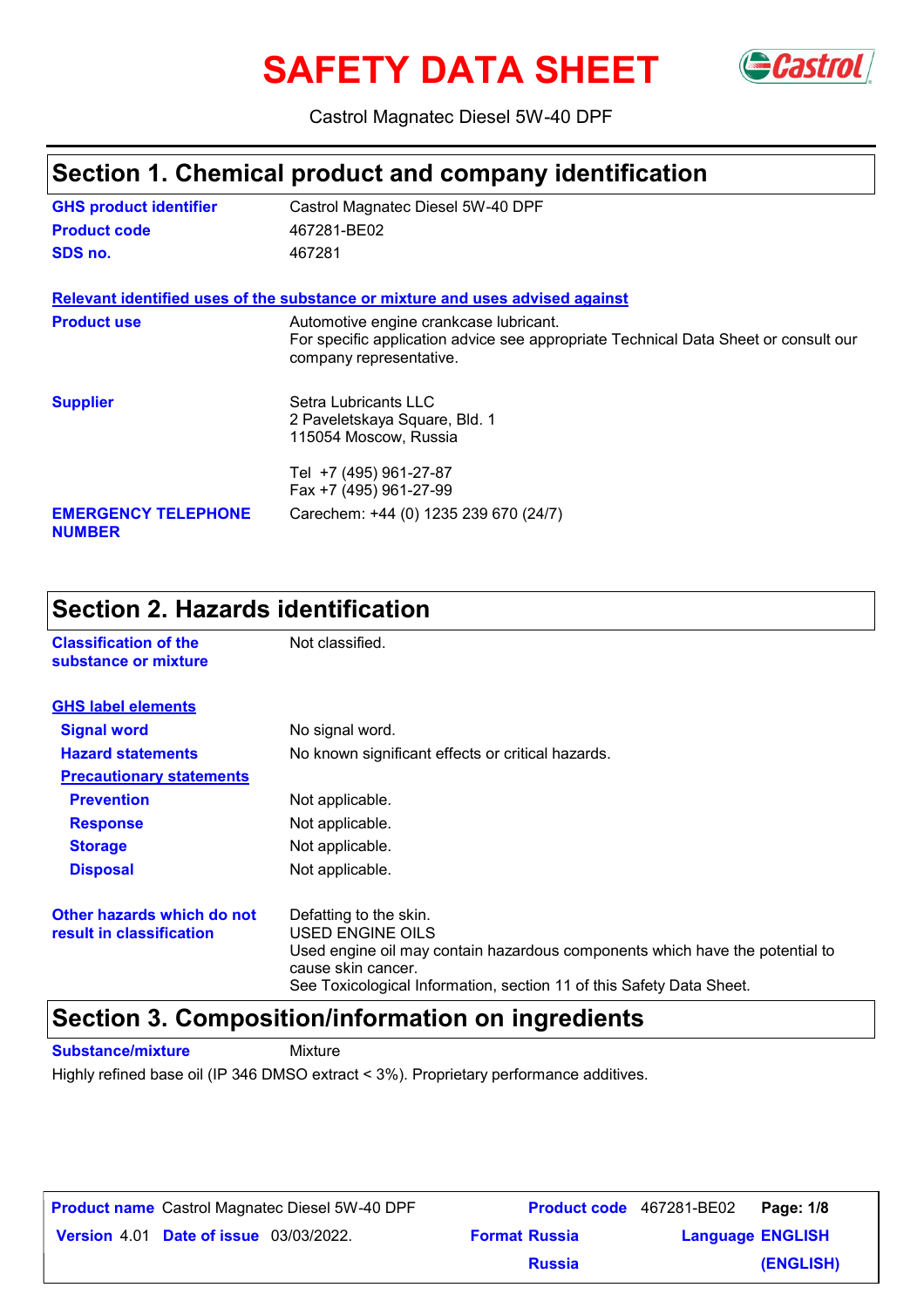# SAFETY DATA SHEET

Castrol Magnatec Diesel 5W-40 DPF

## Section 1. Chemical product and company identification

| | |
|---|---|
| **GHS product identifier** | Castrol Magnatec Diesel 5W-40 DPF |
| **Product code** | 467281-BE02 |
| **SDS no.** | 467281 |

**Relevant identified uses of the substance or mixture and uses advised against**

| | |
|---|---|
| **Product use** | Automotive engine crankcase lubricant. For specific application advice see appropriate Technical Data Sheet or consult our company representative. |
| **Supplier** | Setra Lubricants LLC<br>2 Paveletskaya Square, Bld. 1<br>115054 Moscow, Russia<br><br>Tel +7 (495) 961-27-87<br>Fax +7 (495) 961-27-99 |
| **EMERGENCY TELEPHONE NUMBER** | Carechem: +44 (0) 1235 239 670 (24/7) |

## Section 2. Hazards identification

| | |
|---|---|
| **Classification of the substance or mixture** | Not classified. |

**GHS label elements**

| | |
|---|---|
| **Signal word** | No signal word. |
| **Hazard statements** | No known significant effects or critical hazards. |

**Precautionary statements**

| | |
|---|---|
| **Prevention** | Not applicable. |
| **Response** | Not applicable. |
| **Storage** | Not applicable. |
| **Disposal** | Not applicable. |

| | |
|---|---|
| **Other hazards which do not result in classification** | Defatting to the skin.<br>USED ENGINE OILS<br>Used engine oil may contain hazardous components which have the potential to cause skin cancer.<br>See Toxicological Information, section 11 of this Safety Data Sheet. |

## Section 3. Composition/information on ingredients

**Substance/mixture** Mixture

Highly refined base oil (IP 346 DMSO extract < 3%). Proprietary performance additives.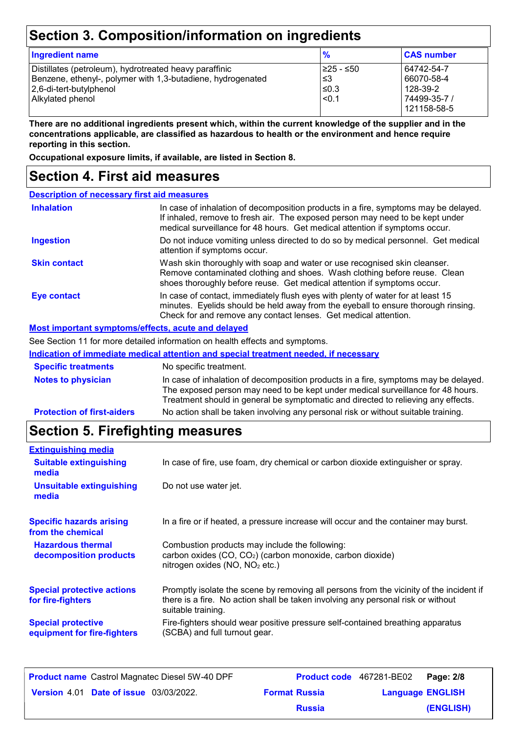## Section 3. Composition/information on ingredients

| Ingredient name | % | CAS number |
| --- | --- | --- |
| Distillates (petroleum), hydrotreated heavy paraffinic | ≥25 - ≤50 | 64742-54-7 |
| Benzene, ethenyl-, polymer with 1,3-butadiene, hydrogenated | ≤3 | 66070-58-4 |
| 2,6-di-tert-butylphenol | ≤0.3 | 128-39-2 |
| Alkylated phenol | <0.1 | 74499-35-7 / 121158-58-5 |

**There are no additional ingredients present which, within the current knowledge of the supplier and in the concentrations applicable, are classified as hazardous to health or the environment and hence require reporting in this section.**

**Occupational exposure limits, if available, are listed in Section 8.**

## Section 4. First aid measures

### Description of necessary first aid measures

**Inhalation**
In case of inhalation of decomposition products in a fire, symptoms may be delayed. If inhaled, remove to fresh air. The exposed person may need to be kept under medical surveillance for 48 hours. Get medical attention if symptoms occur.

**Ingestion**
Do not induce vomiting unless directed to do so by medical personnel. Get medical attention if symptoms occur.

**Skin contact**
Wash skin thoroughly with soap and water or use recognised skin cleanser. Remove contaminated clothing and shoes. Wash clothing before reuse. Clean shoes thoroughly before reuse. Get medical attention if symptoms occur.

**Eye contact**
In case of contact, immediately flush eyes with plenty of water for at least 15 minutes. Eyelids should be held away from the eyeball to ensure thorough rinsing. Check for and remove any contact lenses. Get medical attention.

### Most important symptoms/effects, acute and delayed

See Section 11 for more detailed information on health effects and symptoms.

### Indication of immediate medical attention and special treatment needed, if necessary

**Specific treatments**
No specific treatment.

**Notes to physician**
In case of inhalation of decomposition products in a fire, symptoms may be delayed. The exposed person may need to be kept under medical surveillance for 48 hours. Treatment should in general be symptomatic and directed to relieving any effects.

**Protection of first-aiders**
No action shall be taken involving any personal risk or without suitable training.

## Section 5. Firefighting measures

### Extinguishing media

**Suitable extinguishing media**
In case of fire, use foam, dry chemical or carbon dioxide extinguisher or spray.

**Unsuitable extinguishing media**
Do not use water jet.

**Specific hazards arising from the chemical**
In a fire or if heated, a pressure increase will occur and the container may burst.

**Hazardous thermal decomposition products**
Combustion products may include the following:
carbon oxides ($CO$, $CO_2$) (carbon monoxide, carbon dioxide)
nitrogen oxides ($NO$, $NO_2$ etc.)

**Special protective actions for fire-fighters**
Promptly isolate the scene by removing all persons from the vicinity of the incident if there is a fire. No action shall be taken involving any personal risk or without suitable training.

**Special protective equipment for fire-fighters**
Fire-fighters should wear positive pressure self-contained breathing apparatus (SCBA) and full turnout gear.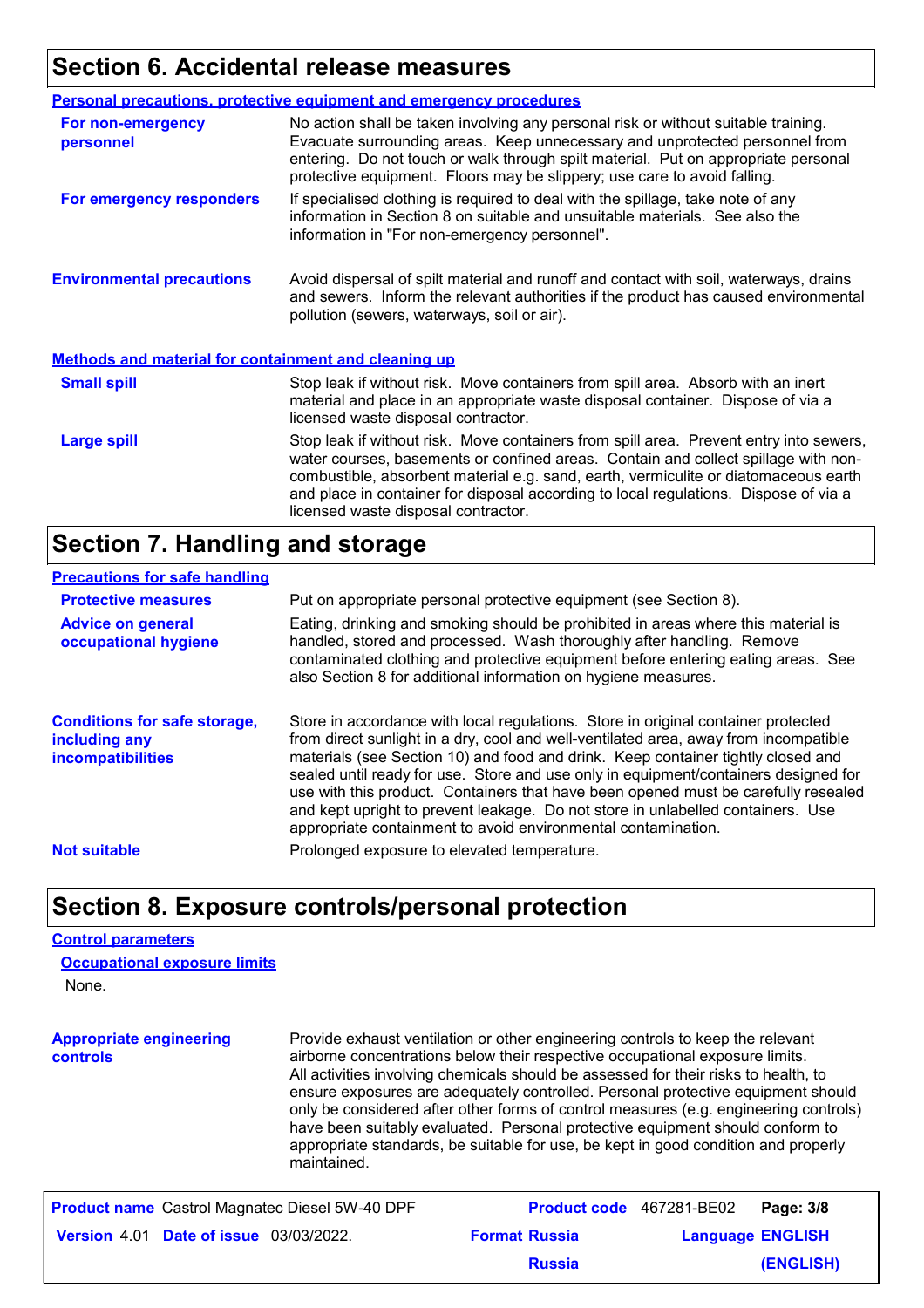## Section 6. Accidental release measures

### Personal precautions, protective equipment and emergency procedures

**For non-emergency personnel**

No action shall be taken involving any personal risk or without suitable training. Evacuate surrounding areas. Keep unnecessary and unprotected personnel from entering. Do not touch or walk through spilt material. Put on appropriate personal protective equipment. Floors may be slippery; use care to avoid falling.

**For emergency responders**

If specialised clothing is required to deal with the spillage, take note of any information in Section 8 on suitable and unsuitable materials. See also the information in "For non-emergency personnel".

**Environmental precautions**

Avoid dispersal of spilt material and runoff and contact with soil, waterways, drains and sewers. Inform the relevant authorities if the product has caused environmental pollution (sewers, waterways, soil or air).

### Methods and material for containment and cleaning up

**Small spill**

Stop leak if without risk. Move containers from spill area. Absorb with an inert material and place in an appropriate waste disposal container. Dispose of via a licensed waste disposal contractor.

**Large spill**

Stop leak if without risk. Move containers from spill area. Prevent entry into sewers, water courses, basements or confined areas. Contain and collect spillage with non-combustible, absorbent material e.g. sand, earth, vermiculite or diatomaceous earth and place in container for disposal according to local regulations. Dispose of via a licensed waste disposal contractor.

## Section 7. Handling and storage

### Precautions for safe handling

**Protective measures**

Put on appropriate personal protective equipment (see Section 8).

**Advice on general occupational hygiene**

Eating, drinking and smoking should be prohibited in areas where this material is handled, stored and processed. Wash thoroughly after handling. Remove contaminated clothing and protective equipment before entering eating areas. See also Section 8 for additional information on hygiene measures.

**Conditions for safe storage, including any incompatibilities**

Store in accordance with local regulations. Store in original container protected from direct sunlight in a dry, cool and well-ventilated area, away from incompatible materials (see Section 10) and food and drink. Keep container tightly closed and sealed until ready for use. Store and use only in equipment/containers designed for use with this product. Containers that have been opened must be carefully resealed and kept upright to prevent leakage. Do not store in unlabelled containers. Use appropriate containment to avoid environmental contamination.

**Not suitable**

Prolonged exposure to elevated temperature.

## Section 8. Exposure controls/personal protection

### Control parameters

#### Occupational exposure limits

None.

**Appropriate engineering controls**

Provide exhaust ventilation or other engineering controls to keep the relevant airborne concentrations below their respective occupational exposure limits. All activities involving chemicals should be assessed for their risks to health, to ensure exposures are adequately controlled. Personal protective equipment should only be considered after other forms of control measures (e.g. engineering controls) have been suitably evaluated. Personal protective equipment should conform to appropriate standards, be suitable for use, be kept in good condition and properly maintained.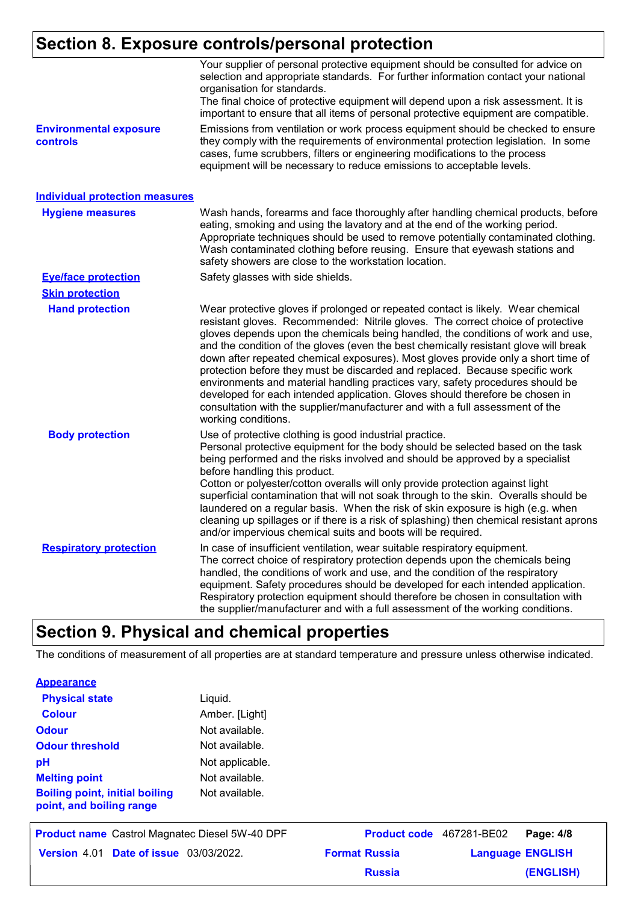## Section 8. Exposure controls/personal protection

Your supplier of personal protective equipment should be consulted for advice on selection and appropriate standards. For further information contact your national organisation for standards.
The final choice of protective equipment will depend upon a risk assessment. It is important to ensure that all items of personal protective equipment are compatible.

**Environmental exposure controls**

Emissions from ventilation or work process equipment should be checked to ensure they comply with the requirements of environmental protection legislation. In some cases, fume scrubbers, filters or engineering modifications to the process equipment will be necessary to reduce emissions to acceptable levels.

### Individual protection measures

**Hygiene measures**

Wash hands, forearms and face thoroughly after handling chemical products, before eating, smoking and using the lavatory and at the end of the working period. Appropriate techniques should be used to remove potentially contaminated clothing. Wash contaminated clothing before reusing. Ensure that eyewash stations and safety showers are close to the workstation location.

**Eye/face protection**

Safety glasses with side shields.

**Skin protection**

**Hand protection**

Wear protective gloves if prolonged or repeated contact is likely. Wear chemical resistant gloves. Recommended: Nitrile gloves. The correct choice of protective gloves depends upon the chemicals being handled, the conditions of work and use, and the condition of the gloves (even the best chemically resistant glove will break down after repeated chemical exposures). Most gloves provide only a short time of protection before they must be discarded and replaced. Because specific work environments and material handling practices vary, safety procedures should be developed for each intended application. Gloves should therefore be chosen in consultation with the supplier/manufacturer and with a full assessment of the working conditions.

**Body protection**

Use of protective clothing is good industrial practice.
Personal protective equipment for the body should be selected based on the task being performed and the risks involved and should be approved by a specialist before handling this product.
Cotton or polyester/cotton overalls will only provide protection against light superficial contamination that will not soak through to the skin. Overalls should be laundered on a regular basis. When the risk of skin exposure is high (e.g. when cleaning up spillages or if there is a risk of splashing) then chemical resistant aprons and/or impervious chemical suits and boots will be required.

**Respiratory protection**

In case of insufficient ventilation, wear suitable respiratory equipment.
The correct choice of respiratory protection depends upon the chemicals being handled, the conditions of work and use, and the condition of the respiratory equipment. Safety procedures should be developed for each intended application. Respiratory protection equipment should therefore be chosen in consultation with the supplier/manufacturer and with a full assessment of the working conditions.

## Section 9. Physical and chemical properties

The conditions of measurement of all properties are at standard temperature and pressure unless otherwise indicated.

**Appearance**

| | |
|---|---|
| **Physical state** | Liquid. |
| **Colour** | Amber. [Light] |
| **Odour** | Not available. |
| **Odour threshold** | Not available. |
| **pH** | Not applicable. |
| **Melting point** | Not available. |
| **Boiling point, initial boiling point, and boiling range** | Not available. |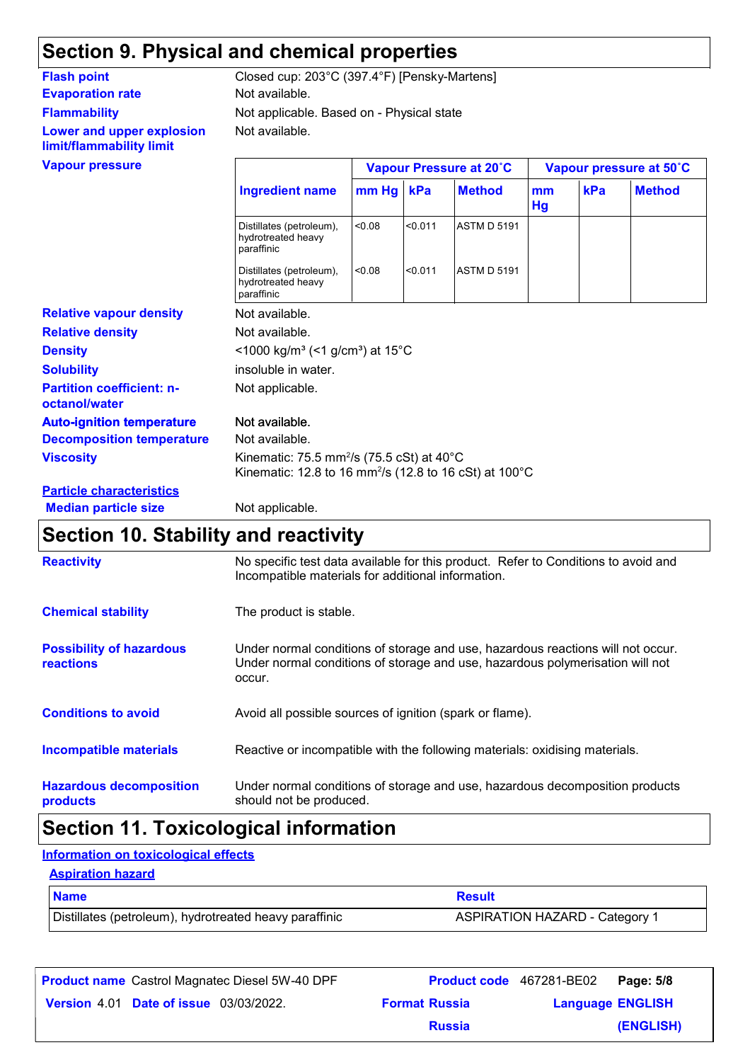## Section 9. Physical and chemical properties

**Flash point** Closed cup: 203°C (397.4°F) [Pensky-Martens]

**Evaporation rate** Not available.

**Flammability** Not applicable. Based on - Physical state

**Lower and upper explosion limit/flammability limit** Not available.

**Vapour pressure**

| Ingredient name | Vapour Pressure at 20˚C | | | Vapour pressure at 50˚C | | |
|---|---|---|---|---|---|---|
| | mm Hg | kPa | Method | mm Hg | kPa | Method |
| Distillates (petroleum), hydrotreated heavy paraffinic | <0.08 | <0.011 | ASTM D 5191 | | | |
| Distillates (petroleum), hydrotreated heavy paraffinic | <0.08 | <0.011 | ASTM D 5191 | | | |

**Relative vapour density** Not available.

**Relative density** Not available.

**Density** <1000 kg/m³ (<1 g/cm³) at 15°C

**Solubility** insoluble in water.

**Partition coefficient: n-octanol/water** Not applicable.

**Auto-ignition temperature** Not available.

**Decomposition temperature** Not available.

**Viscosity** Kinematic: 75.5 $mm^2/s$ (75.5 cSt) at 40°C
Kinematic: 12.8 to 16 $mm^2/s$ (12.8 to 16 cSt) at 100°C

**Particle characteristics**

**Median particle size** Not applicable.

## Section 10. Stability and reactivity

**Reactivity** No specific test data available for this product. Refer to Conditions to avoid and Incompatible materials for additional information.

**Chemical stability** The product is stable.

**Possibility of hazardous reactions** Under normal conditions of storage and use, hazardous reactions will not occur. Under normal conditions of storage and use, hazardous polymerisation will not occur.

**Conditions to avoid** Avoid all possible sources of ignition (spark or flame).

**Incompatible materials** Reactive or incompatible with the following materials: oxidising materials.

**Hazardous decomposition products** Under normal conditions of storage and use, hazardous decomposition products should not be produced.

## Section 11. Toxicological information

**Information on toxicological effects**

**Aspiration hazard**

| Name | Result |
|---|---|
| Distillates (petroleum), hydrotreated heavy paraffinic | ASPIRATION HAZARD - Category 1 |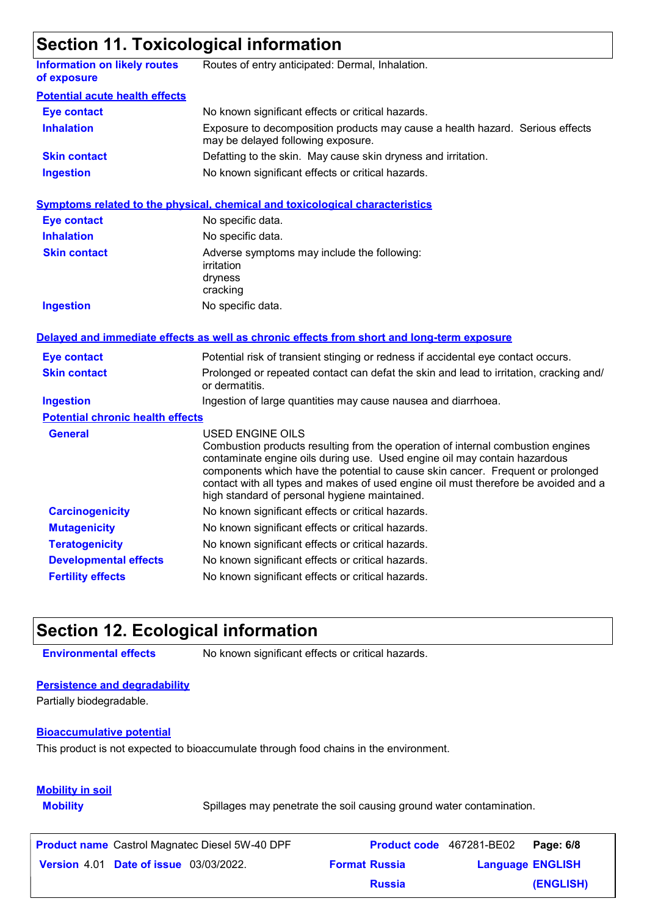## Section 11. Toxicological information

**Information on likely routes of exposure**: Routes of entry anticipated: Dermal, Inhalation.

**Potential acute health effects**

| | |
|---|---|
| **Eye contact** | No known significant effects or critical hazards. |
| **Inhalation** | Exposure to decomposition products may cause a health hazard. Serious effects may be delayed following exposure. |
| **Skin contact** | Defatting to the skin. May cause skin dryness and irritation. |
| **Ingestion** | No known significant effects or critical hazards. |

**Symptoms related to the physical, chemical and toxicological characteristics**

| | |
|---|---|
| **Eye contact** | No specific data. |
| **Inhalation** | No specific data. |
| **Skin contact** | Adverse symptoms may include the following: irritation dryness cracking |
| **Ingestion** | No specific data. |

**Delayed and immediate effects as well as chronic effects from short and long-term exposure**

| | |
|---|---|
| **Eye contact** | Potential risk of transient stinging or redness if accidental eye contact occurs. |
| **Skin contact** | Prolonged or repeated contact can defat the skin and lead to irritation, cracking and/ or dermatitis. |
| **Ingestion** | Ingestion of large quantities may cause nausea and diarrhoea. |

**Potential chronic health effects**

| | |
|---|---|
| **General** | USED ENGINE OILS Combustion products resulting from the operation of internal combustion engines contaminate engine oils during use. Used engine oil may contain hazardous components which have the potential to cause skin cancer. Frequent or prolonged contact with all types and makes of used engine oil must therefore be avoided and a high standard of personal hygiene maintained. |
| **Carcinogenicity** | No known significant effects or critical hazards. |
| **Mutagenicity** | No known significant effects or critical hazards. |
| **Teratogenicity** | No known significant effects or critical hazards. |
| **Developmental effects** | No known significant effects or critical hazards. |
| **Fertility effects** | No known significant effects or critical hazards. |

## Section 12. Ecological information

**Environmental effects**: No known significant effects or critical hazards.

**Persistence and degradability**

Partially biodegradable.

**Bioaccumulative potential**

This product is not expected to bioaccumulate through food chains in the environment.

**Mobility in soil**

**Mobility**: Spillages may penetrate the soil causing ground water contamination.

| | | | | | |
|---|---|---|---|---|---|
| **Product name** | Castrol Magnatec Diesel 5W-40 DPF | **Product code** | 467281-BE02 | **Page: 6/8** | |
| **Version** 4.01 | **Date of issue** 03/03/2022. | **Format** Russia | | **Language** ENGLISH | |
| | | Russia | | (ENGLISH) | |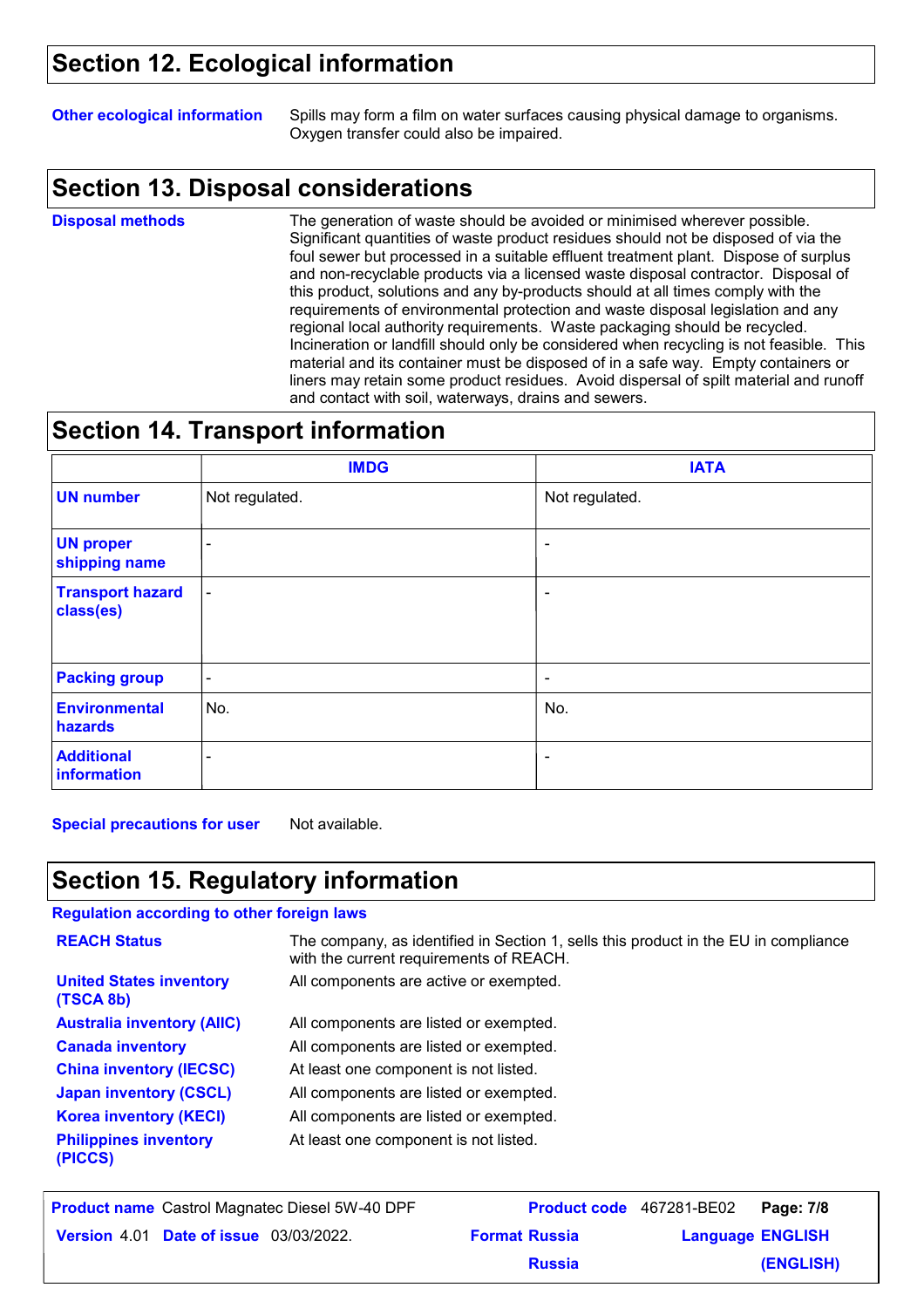## Section 12. Ecological information

**Other ecological information** Spills may form a film on water surfaces causing physical damage to organisms. Oxygen transfer could also be impaired.

## Section 13. Disposal considerations

**Disposal methods** The generation of waste should be avoided or minimised wherever possible. Significant quantities of waste product residues should not be disposed of via the foul sewer but processed in a suitable effluent treatment plant. Dispose of surplus and non-recyclable products via a licensed waste disposal contractor. Disposal of this product, solutions and any by-products should at all times comply with the requirements of environmental protection and waste disposal legislation and any regional local authority requirements. Waste packaging should be recycled. Incineration or landfill should only be considered when recycling is not feasible. This material and its container must be disposed of in a safe way. Empty containers or liners may retain some product residues. Avoid dispersal of spilt material and runoff and contact with soil, waterways, drains and sewers.

## Section 14. Transport information

| | IMDG | IATA |
|---|---|---|
| **UN number** | Not regulated. | Not regulated. |
| **UN proper shipping name** | - | - |
| **Transport hazard class(es)** | - | - |
| **Packing group** | - | - |
| **Environmental hazards** | No. | No. |
| **Additional information** | - | - |

**Special precautions for user** Not available.

## Section 15. Regulatory information

**Regulation according to other foreign laws**

| | |
|---|---|
| **REACH Status** | The company, as identified in Section 1, sells this product in the EU in compliance with the current requirements of REACH. |
| **United States inventory (TSCA 8b)** | All components are active or exempted. |
| **Australia inventory (AIIC)** | All components are listed or exempted. |
| **Canada inventory** | All components are listed or exempted. |
| **China inventory (IECSC)** | At least one component is not listed. |
| **Japan inventory (CSCL)** | All components are listed or exempted. |
| **Korea inventory (KECI)** | All components are listed or exempted. |
| **Philippines inventory (PICCS)** | At least one component is not listed. |

| | | | |
|---|---|---|---|
| **Product name** Castrol Magnatec Diesel 5W-40 DPF | | **Product code** 467281-BE02 | |
| **Version** 4.01 | **Date of issue** 03/03/2022. | **Format** Russia Russia | **Language** ENGLISH (ENGLISH) |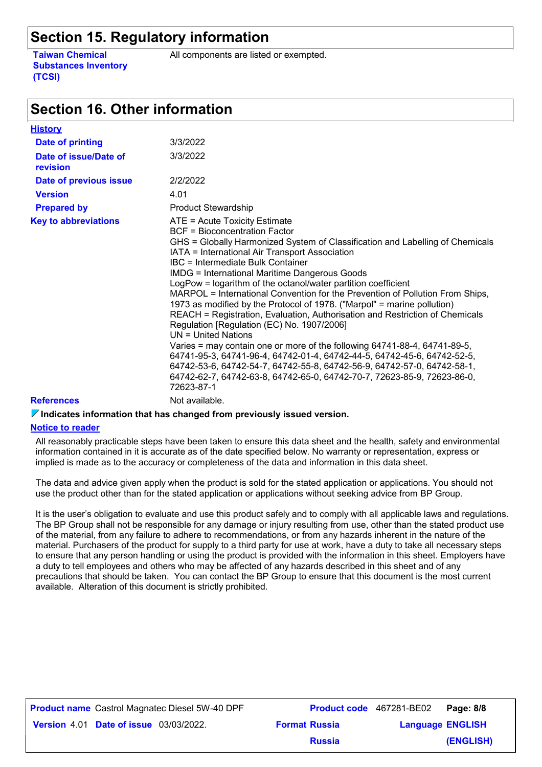## Section 15. Regulatory information

| | |
|---|---|
| **Taiwan Chemical Substances Inventory (TCSI)** | All components are listed or exempted. |

## Section 16. Other information

**History**

| | |
|---|---|
| **Date of printing** | 3/3/2022 |
| **Date of issue/Date of revision** | 3/3/2022 |
| **Date of previous issue** | 2/2/2022 |
| **Version** | 4.01 |
| **Prepared by** | Product Stewardship |

**Key to abbreviations**

ATE = Acute Toxicity Estimate
BCF = Bioconcentration Factor
GHS = Globally Harmonized System of Classification and Labelling of Chemicals
IATA = International Air Transport Association
IBC = Intermediate Bulk Container
IMDG = International Maritime Dangerous Goods
LogPow = logarithm of the octanol/water partition coefficient
MARPOL = International Convention for the Prevention of Pollution From Ships, 1973 as modified by the Protocol of 1978. ("Marpol" = marine pollution)
REACH = Registration, Evaluation, Authorisation and Restriction of Chemicals Regulation [Regulation (EC) No. 1907/2006]
UN = United Nations
Varies = may contain one or more of the following 64741-88-4, 64741-89-5, 64741-95-3, 64741-96-4, 64742-01-4, 64742-44-5, 64742-45-6, 64742-52-5, 64742-53-6, 64742-54-7, 64742-55-8, 64742-56-9, 64742-57-0, 64742-58-1, 64742-62-7, 64742-63-8, 64742-65-0, 64742-70-7, 72623-85-9, 72623-86-0, 72623-87-1

**References** Not available.

**Indicates information that has changed from previously issued version.**

**Notice to reader**

All reasonably practicable steps have been taken to ensure this data sheet and the health, safety and environmental information contained in it is accurate as of the date specified below. No warranty or representation, express or implied is made as to the accuracy or completeness of the data and information in this data sheet.

The data and advice given apply when the product is sold for the stated application or applications. You should not use the product other than for the stated application or applications without seeking advice from BP Group.

It is the user's obligation to evaluate and use this product safely and to comply with all applicable laws and regulations. The BP Group shall not be responsible for any damage or injury resulting from use, other than the stated product use of the material, from any failure to adhere to recommendations, or from any hazards inherent in the nature of the material. Purchasers of the product for supply to a third party for use at work, have a duty to take all necessary steps to ensure that any person handling or using the product is provided with the information in this sheet. Employers have a duty to tell employees and others who may be affected of any hazards described in this sheet and of any precautions that should be taken. You can contact the BP Group to ensure that this document is the most current available. Alteration of this document is strictly prohibited.